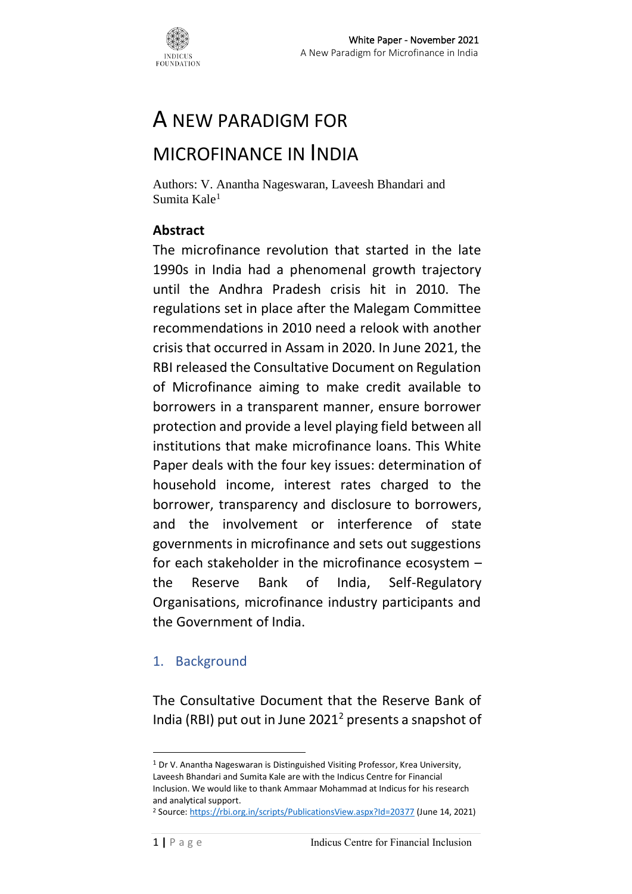# A NEW PARADIGM FOR MICROFINANCE IN INDIA

Authors: V. Anantha Nageswaran, Laveesh Bhandari and Sumita Kale[1]

### Abstract

The microfinance revolution that started in the late 1990s in India had a phenomenal growth trajectory until the Andhra Pradesh crisis hit in 2010. The regulations set in place after the Malegam Committee recommendations in 2010 need a relook with another crisis that occurred in Assam in 2020. In June 2021, the RBI released the Consultative Document on Regulation of Microfinance aiming to make credit available to borrowers in a transparent manner, ensure borrower protection and provide a level playing field between all institutions that make microfinance loans. This White Paper deals with the four key issues: determination of household income, interest rates charged to the borrower, transparency and disclosure to borrowers, and the involvement or interference of state governments in microfinance and sets out suggestions for each stakeholder in the microfinance ecosystem – the Reserve Bank of India, Self-Regulatory Organisations, microfinance industry participants and the Government of India.

## 1. Background

The Consultative Document that the Reserve Bank of India (RBI) put out in June 2021[2] presents a snapshot of

---

[1] Dr V. Anantha Nageswaran is Distinguished Visiting Professor, Krea University, Laveesh Bhandari and Sumita Kale are with the Indicus Centre for Financial Inclusion. We would like to thank Ammaar Mohammad at Indicus for his research and analytical support.

[2] Source: https://rbi.org.in/scripts/PublicationsView.aspx?Id=20377 (June 14, 2021)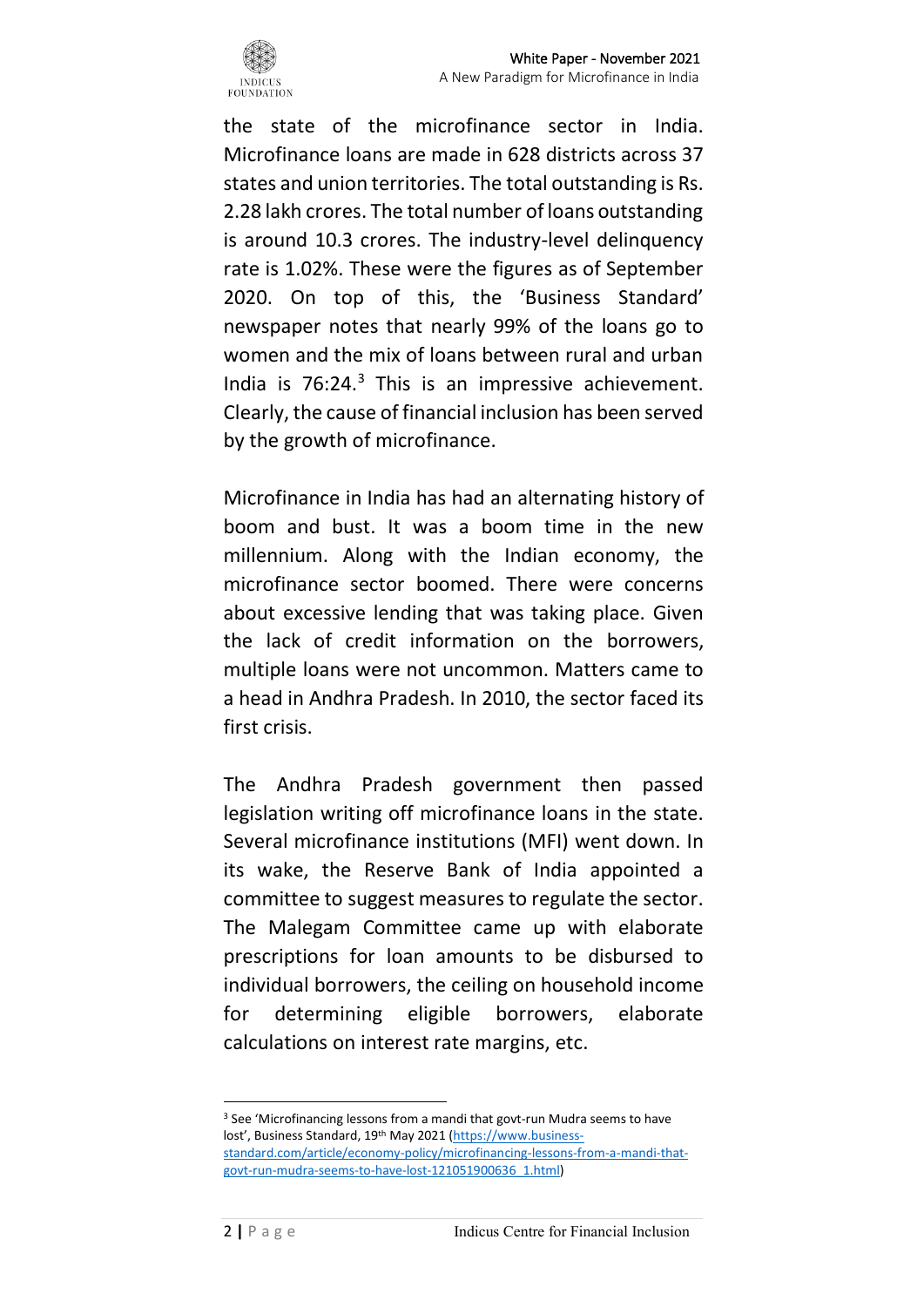the state of the microfinance sector in India. Microfinance loans are made in 628 districts across 37 states and union territories. The total outstanding is Rs. 2.28 lakh crores. The total number of loans outstanding is around 10.3 crores. The industry-level delinquency rate is 1.02%. These were the figures as of September 2020. On top of this, the 'Business Standard' newspaper notes that nearly 99% of the loans go to women and the mix of loans between rural and urban India is 76:24.[3] This is an impressive achievement. Clearly, the cause of financial inclusion has been served by the growth of microfinance.

Microfinance in India has had an alternating history of boom and bust. It was a boom time in the new millennium. Along with the Indian economy, the microfinance sector boomed. There were concerns about excessive lending that was taking place. Given the lack of credit information on the borrowers, multiple loans were not uncommon. Matters came to a head in Andhra Pradesh. In 2010, the sector faced its first crisis.

The Andhra Pradesh government then passed legislation writing off microfinance loans in the state. Several microfinance institutions (MFI) went down. In its wake, the Reserve Bank of India appointed a committee to suggest measures to regulate the sector. The Malegam Committee came up with elaborate prescriptions for loan amounts to be disbursed to individual borrowers, the ceiling on household income for determining eligible borrowers, elaborate calculations on interest rate margins, etc.

---

[3] See 'Microfinancing lessons from a mandi that govt-run Mudra seems to have lost', Business Standard, 19th May 2021 (https://www.business-standard.com/article/economy-policy/microfinancing-lessons-from-a-mandi-that-govt-run-mudra-seems-to-have-lost-121051900636_1.html)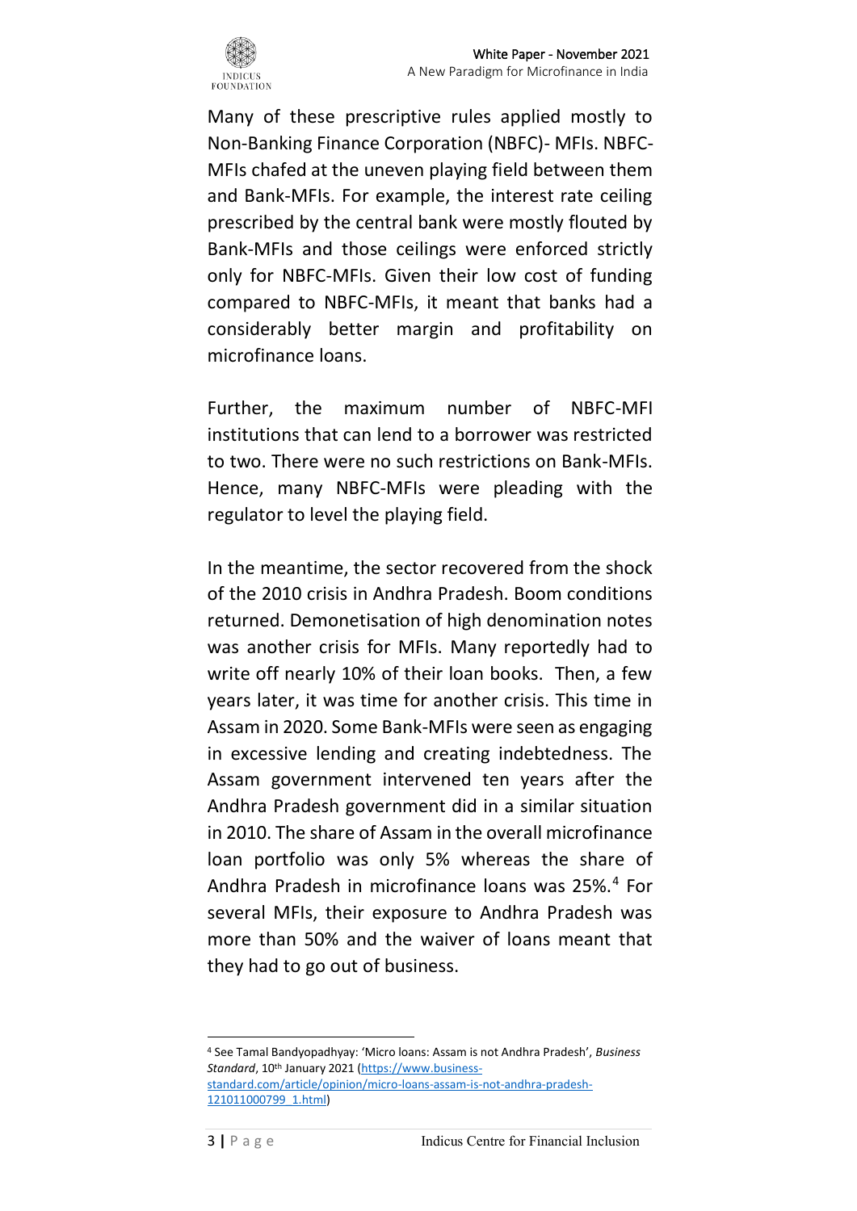Many of these prescriptive rules applied mostly to Non-Banking Finance Corporation (NBFC)- MFIs. NBFC-MFIs chafed at the uneven playing field between them and Bank-MFIs. For example, the interest rate ceiling prescribed by the central bank were mostly flouted by Bank-MFIs and those ceilings were enforced strictly only for NBFC-MFIs. Given their low cost of funding compared to NBFC-MFIs, it meant that banks had a considerably better margin and profitability on microfinance loans.

Further, the maximum number of NBFC-MFI institutions that can lend to a borrower was restricted to two. There were no such restrictions on Bank-MFIs. Hence, many NBFC-MFIs were pleading with the regulator to level the playing field.

In the meantime, the sector recovered from the shock of the 2010 crisis in Andhra Pradesh. Boom conditions returned. Demonetisation of high denomination notes was another crisis for MFIs. Many reportedly had to write off nearly 10% of their loan books. Then, a few years later, it was time for another crisis. This time in Assam in 2020. Some Bank-MFIs were seen as engaging in excessive lending and creating indebtedness. The Assam government intervened ten years after the Andhra Pradesh government did in a similar situation in 2010. The share of Assam in the overall microfinance loan portfolio was only 5% whereas the share of Andhra Pradesh in microfinance loans was 25%.[4] For several MFIs, their exposure to Andhra Pradesh was more than 50% and the waiver of loans meant that they had to go out of business.

---

[4] See Tamal Bandyopadhyay: 'Micro loans: Assam is not Andhra Pradesh', *Business Standard*, 10th January 2021 (https://www.business-standard.com/article/opinion/micro-loans-assam-is-not-andhra-pradesh-121011000799_1.html)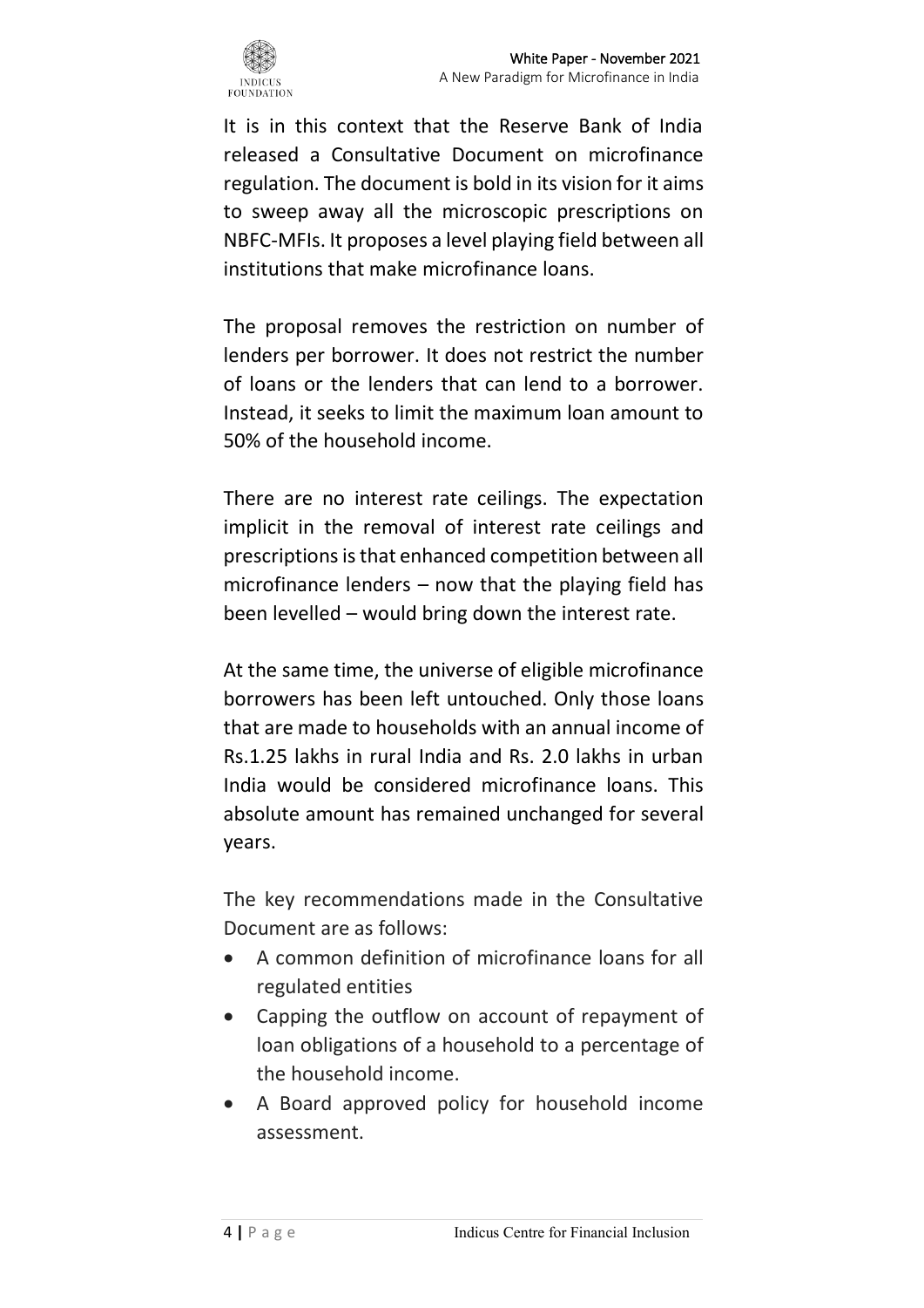It is in this context that the Reserve Bank of India released a Consultative Document on microfinance regulation. The document is bold in its vision for it aims to sweep away all the microscopic prescriptions on NBFC-MFIs. It proposes a level playing field between all institutions that make microfinance loans.

The proposal removes the restriction on number of lenders per borrower. It does not restrict the number of loans or the lenders that can lend to a borrower. Instead, it seeks to limit the maximum loan amount to 50% of the household income.

There are no interest rate ceilings. The expectation implicit in the removal of interest rate ceilings and prescriptions is that enhanced competition between all microfinance lenders – now that the playing field has been levelled – would bring down the interest rate.

At the same time, the universe of eligible microfinance borrowers has been left untouched. Only those loans that are made to households with an annual income of Rs.1.25 lakhs in rural India and Rs. 2.0 lakhs in urban India would be considered microfinance loans. This absolute amount has remained unchanged for several years.

The key recommendations made in the Consultative Document are as follows:

- A common definition of microfinance loans for all regulated entities
- Capping the outflow on account of repayment of loan obligations of a household to a percentage of the household income.
- A Board approved policy for household income assessment.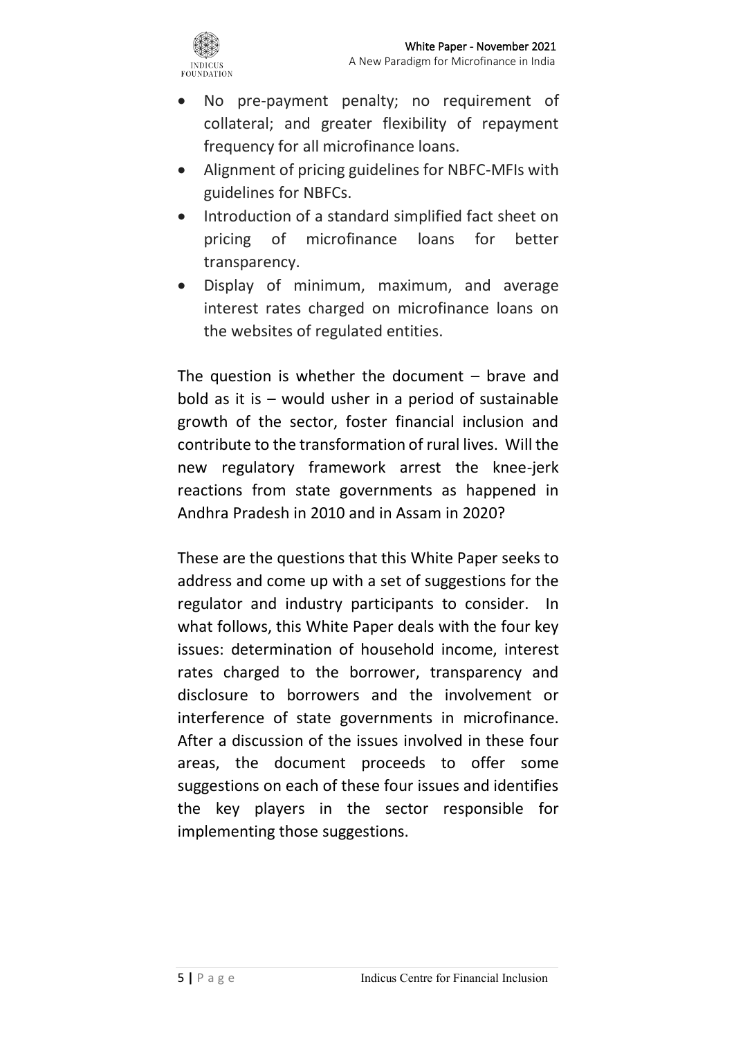- No pre-payment penalty; no requirement of collateral; and greater flexibility of repayment frequency for all microfinance loans.
- Alignment of pricing guidelines for NBFC-MFIs with guidelines for NBFCs.
- Introduction of a standard simplified fact sheet on pricing of microfinance loans for better transparency.
- Display of minimum, maximum, and average interest rates charged on microfinance loans on the websites of regulated entities.

The question is whether the document – brave and bold as it is – would usher in a period of sustainable growth of the sector, foster financial inclusion and contribute to the transformation of rural lives. Will the new regulatory framework arrest the knee-jerk reactions from state governments as happened in Andhra Pradesh in 2010 and in Assam in 2020?

These are the questions that this White Paper seeks to address and come up with a set of suggestions for the regulator and industry participants to consider. In what follows, this White Paper deals with the four key issues: determination of household income, interest rates charged to the borrower, transparency and disclosure to borrowers and the involvement or interference of state governments in microfinance. After a discussion of the issues involved in these four areas, the document proceeds to offer some suggestions on each of these four issues and identifies the key players in the sector responsible for implementing those suggestions.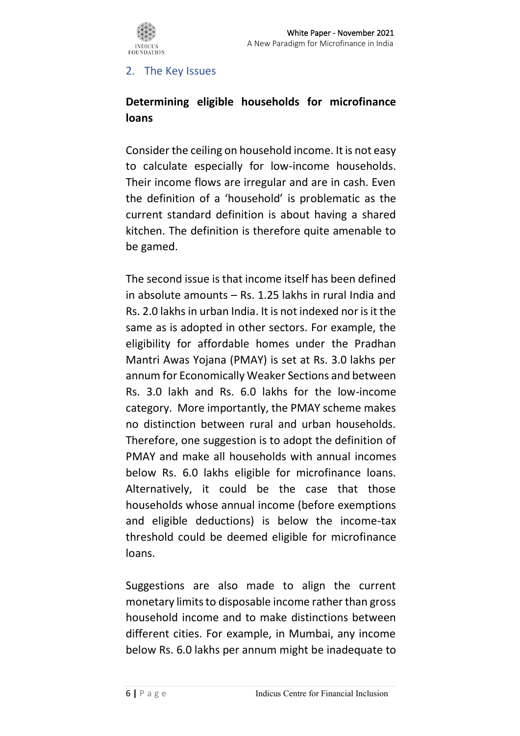## 2. The Key Issues

### Determining eligible households for microfinance loans

Consider the ceiling on household income. It is not easy to calculate especially for low-income households. Their income flows are irregular and are in cash. Even the definition of a 'household' is problematic as the current standard definition is about having a shared kitchen. The definition is therefore quite amenable to be gamed.

The second issue is that income itself has been defined in absolute amounts – Rs. 1.25 lakhs in rural India and Rs. 2.0 lakhs in urban India. It is not indexed nor is it the same as is adopted in other sectors. For example, the eligibility for affordable homes under the Pradhan Mantri Awas Yojana (PMAY) is set at Rs. 3.0 lakhs per annum for Economically Weaker Sections and between Rs. 3.0 lakh and Rs. 6.0 lakhs for the low-income category. More importantly, the PMAY scheme makes no distinction between rural and urban households. Therefore, one suggestion is to adopt the definition of PMAY and make all households with annual incomes below Rs. 6.0 lakhs eligible for microfinance loans. Alternatively, it could be the case that those households whose annual income (before exemptions and eligible deductions) is below the income-tax threshold could be deemed eligible for microfinance loans.

Suggestions are also made to align the current monetary limits to disposable income rather than gross household income and to make distinctions between different cities. For example, in Mumbai, any income below Rs. 6.0 lakhs per annum might be inadequate to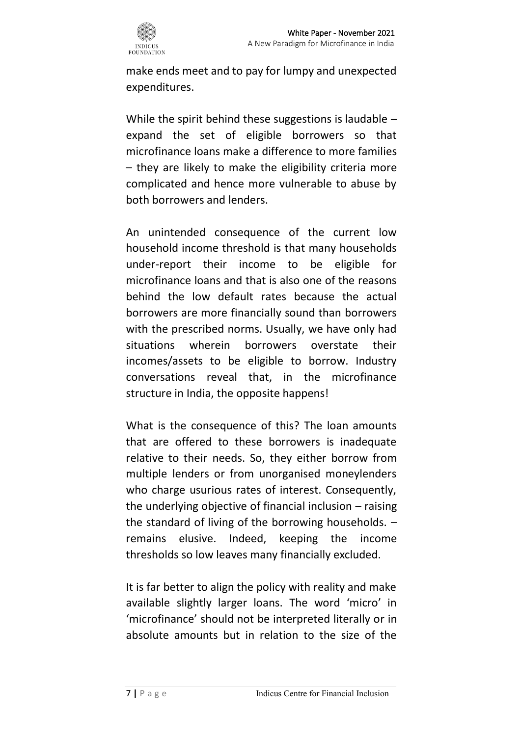make ends meet and to pay for lumpy and unexpected expenditures.

While the spirit behind these suggestions is laudable – expand the set of eligible borrowers so that microfinance loans make a difference to more families – they are likely to make the eligibility criteria more complicated and hence more vulnerable to abuse by both borrowers and lenders.

An unintended consequence of the current low household income threshold is that many households under-report their income to be eligible for microfinance loans and that is also one of the reasons behind the low default rates because the actual borrowers are more financially sound than borrowers with the prescribed norms. Usually, we have only had situations wherein borrowers overstate their incomes/assets to be eligible to borrow. Industry conversations reveal that, in the microfinance structure in India, the opposite happens!

What is the consequence of this? The loan amounts that are offered to these borrowers is inadequate relative to their needs. So, they either borrow from multiple lenders or from unorganised moneylenders who charge usurious rates of interest. Consequently, the underlying objective of financial inclusion – raising the standard of living of the borrowing households. – remains elusive. Indeed, keeping the income thresholds so low leaves many financially excluded.

It is far better to align the policy with reality and make available slightly larger loans. The word 'micro' in 'microfinance' should not be interpreted literally or in absolute amounts but in relation to the size of the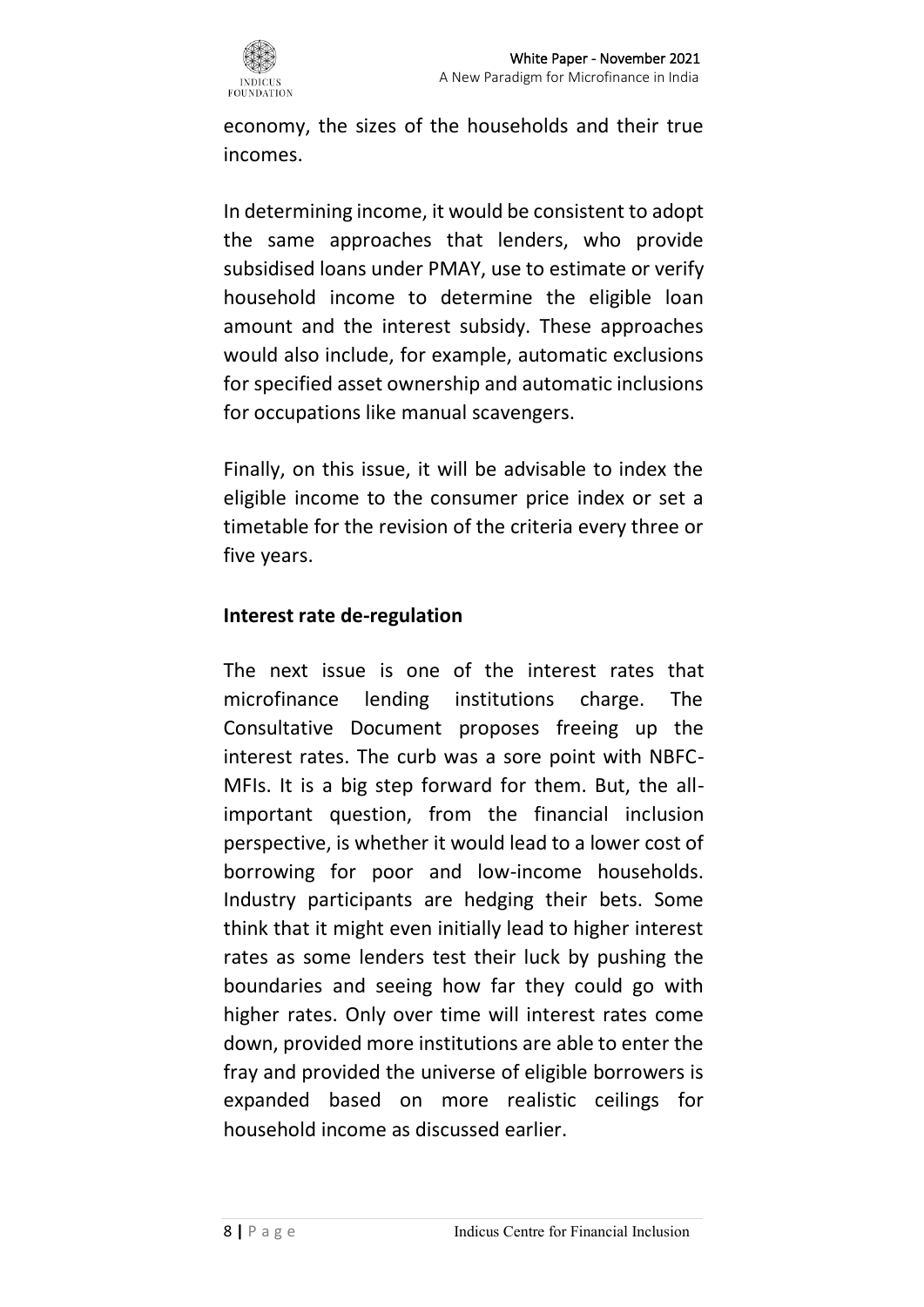economy, the sizes of the households and their true incomes.

In determining income, it would be consistent to adopt the same approaches that lenders, who provide subsidised loans under PMAY, use to estimate or verify household income to determine the eligible loan amount and the interest subsidy. These approaches would also include, for example, automatic exclusions for specified asset ownership and automatic inclusions for occupations like manual scavengers.

Finally, on this issue, it will be advisable to index the eligible income to the consumer price index or set a timetable for the revision of the criteria every three or five years.

**Interest rate de-regulation**

The next issue is one of the interest rates that microfinance lending institutions charge. The Consultative Document proposes freeing up the interest rates. The curb was a sore point with NBFC-MFIs. It is a big step forward for them. But, the all-important question, from the financial inclusion perspective, is whether it would lead to a lower cost of borrowing for poor and low-income households. Industry participants are hedging their bets. Some think that it might even initially lead to higher interest rates as some lenders test their luck by pushing the boundaries and seeing how far they could go with higher rates. Only over time will interest rates come down, provided more institutions are able to enter the fray and provided the universe of eligible borrowers is expanded based on more realistic ceilings for household income as discussed earlier.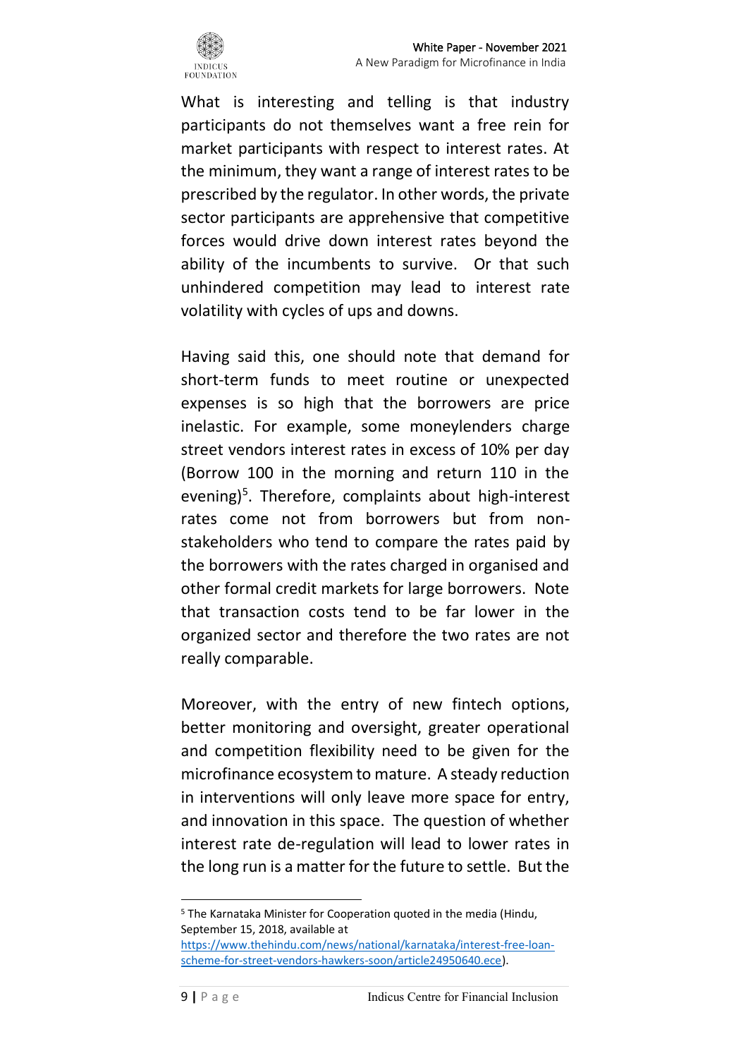What is interesting and telling is that industry participants do not themselves want a free rein for market participants with respect to interest rates. At the minimum, they want a range of interest rates to be prescribed by the regulator. In other words, the private sector participants are apprehensive that competitive forces would drive down interest rates beyond the ability of the incumbents to survive. Or that such unhindered competition may lead to interest rate volatility with cycles of ups and downs.

Having said this, one should note that demand for short-term funds to meet routine or unexpected expenses is so high that the borrowers are price inelastic. For example, some moneylenders charge street vendors interest rates in excess of 10% per day (Borrow 100 in the morning and return 110 in the evening)[5]. Therefore, complaints about high-interest rates come not from borrowers but from non-stakeholders who tend to compare the rates paid by the borrowers with the rates charged in organised and other formal credit markets for large borrowers. Note that transaction costs tend to be far lower in the organized sector and therefore the two rates are not really comparable.

Moreover, with the entry of new fintech options, better monitoring and oversight, greater operational and competition flexibility need to be given for the microfinance ecosystem to mature. A steady reduction in interventions will only leave more space for entry, and innovation in this space. The question of whether interest rate de-regulation will lead to lower rates in the long run is a matter for the future to settle. But the

---

[5] The Karnataka Minister for Cooperation quoted in the media (Hindu, September 15, 2018, available at https://www.thehindu.com/news/national/karnataka/interest-free-loan-scheme-for-street-vendors-hawkers-soon/article24950640.ece).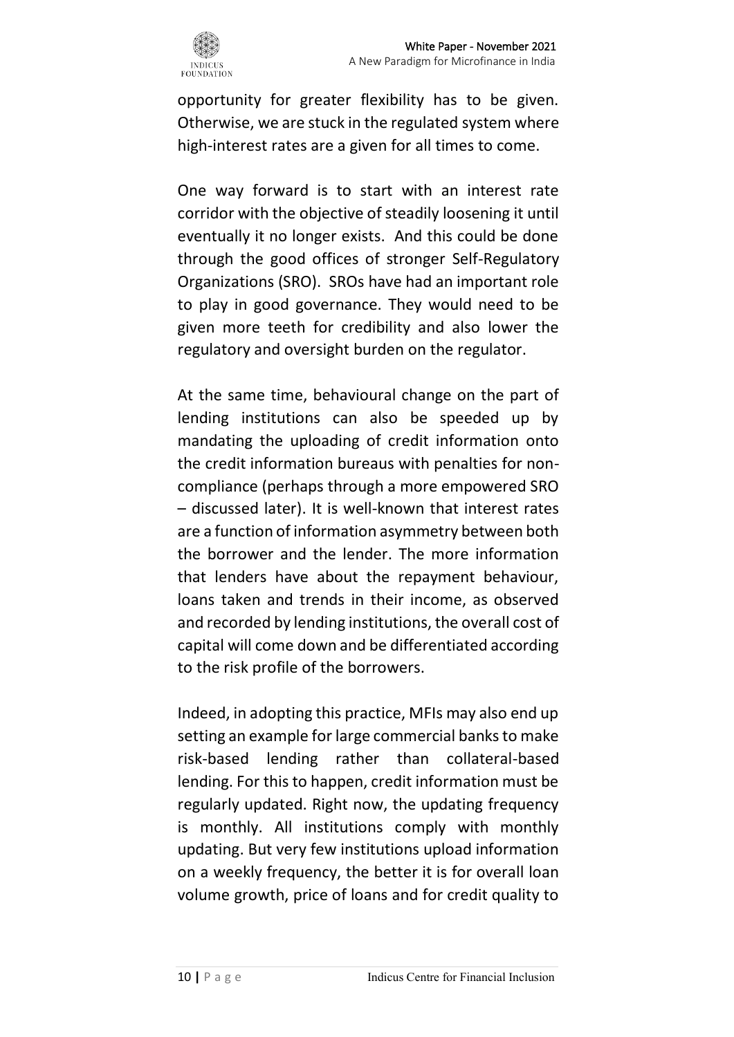opportunity for greater flexibility has to be given. Otherwise, we are stuck in the regulated system where high-interest rates are a given for all times to come.

One way forward is to start with an interest rate corridor with the objective of steadily loosening it until eventually it no longer exists. And this could be done through the good offices of stronger Self-Regulatory Organizations (SRO). SROs have had an important role to play in good governance. They would need to be given more teeth for credibility and also lower the regulatory and oversight burden on the regulator.

At the same time, behavioural change on the part of lending institutions can also be speeded up by mandating the uploading of credit information onto the credit information bureaus with penalties for non-compliance (perhaps through a more empowered SRO – discussed later). It is well-known that interest rates are a function of information asymmetry between both the borrower and the lender. The more information that lenders have about the repayment behaviour, loans taken and trends in their income, as observed and recorded by lending institutions, the overall cost of capital will come down and be differentiated according to the risk profile of the borrowers.

Indeed, in adopting this practice, MFIs may also end up setting an example for large commercial banks to make risk-based lending rather than collateral-based lending. For this to happen, credit information must be regularly updated. Right now, the updating frequency is monthly. All institutions comply with monthly updating. But very few institutions upload information on a weekly frequency, the better it is for overall loan volume growth, price of loans and for credit quality to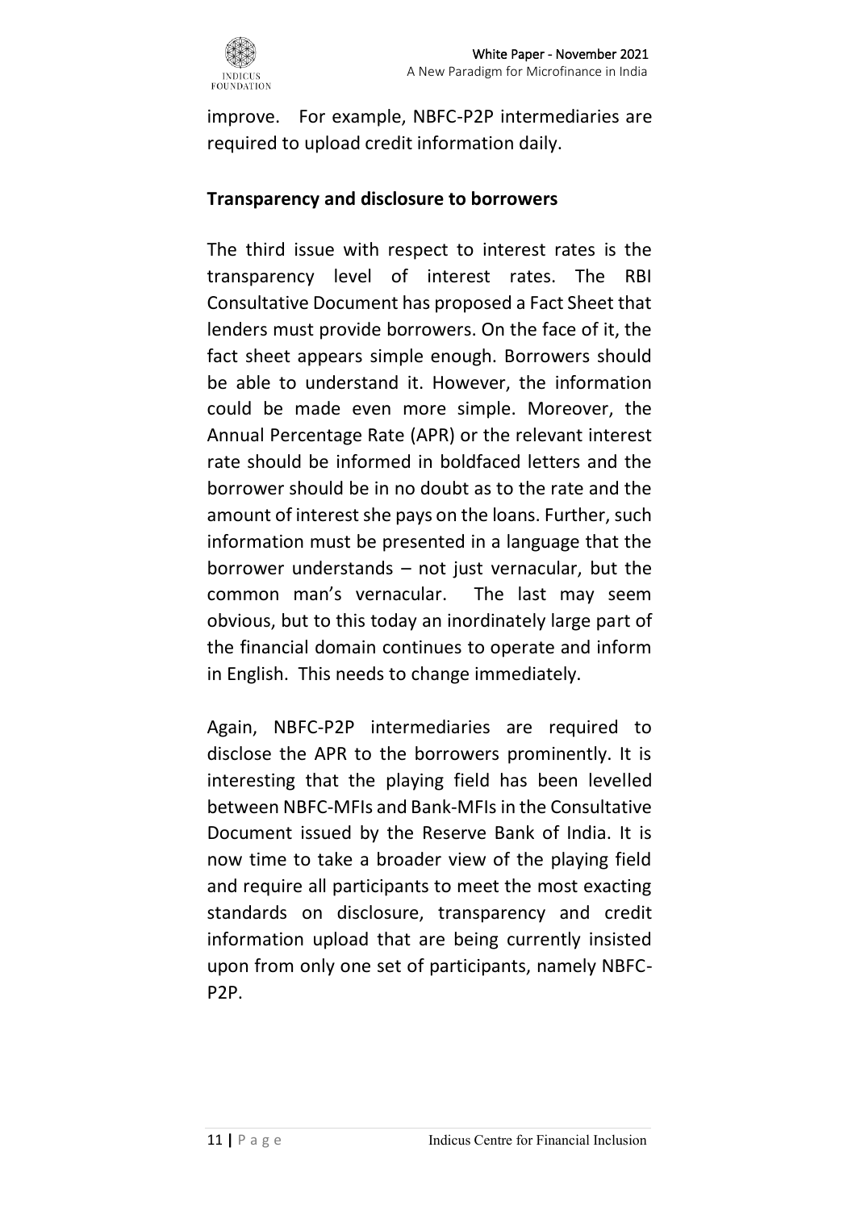improve. For example, NBFC-P2P intermediaries are required to upload credit information daily.

**Transparency and disclosure to borrowers**

The third issue with respect to interest rates is the transparency level of interest rates. The RBI Consultative Document has proposed a Fact Sheet that lenders must provide borrowers. On the face of it, the fact sheet appears simple enough. Borrowers should be able to understand it. However, the information could be made even more simple. Moreover, the Annual Percentage Rate (APR) or the relevant interest rate should be informed in boldfaced letters and the borrower should be in no doubt as to the rate and the amount of interest she pays on the loans. Further, such information must be presented in a language that the borrower understands – not just vernacular, but the common man's vernacular. The last may seem obvious, but to this today an inordinately large part of the financial domain continues to operate and inform in English. This needs to change immediately.

Again, NBFC-P2P intermediaries are required to disclose the APR to the borrowers prominently. It is interesting that the playing field has been levelled between NBFC-MFIs and Bank-MFIs in the Consultative Document issued by the Reserve Bank of India. It is now time to take a broader view of the playing field and require all participants to meet the most exacting standards on disclosure, transparency and credit information upload that are being currently insisted upon from only one set of participants, namely NBFC-P2P.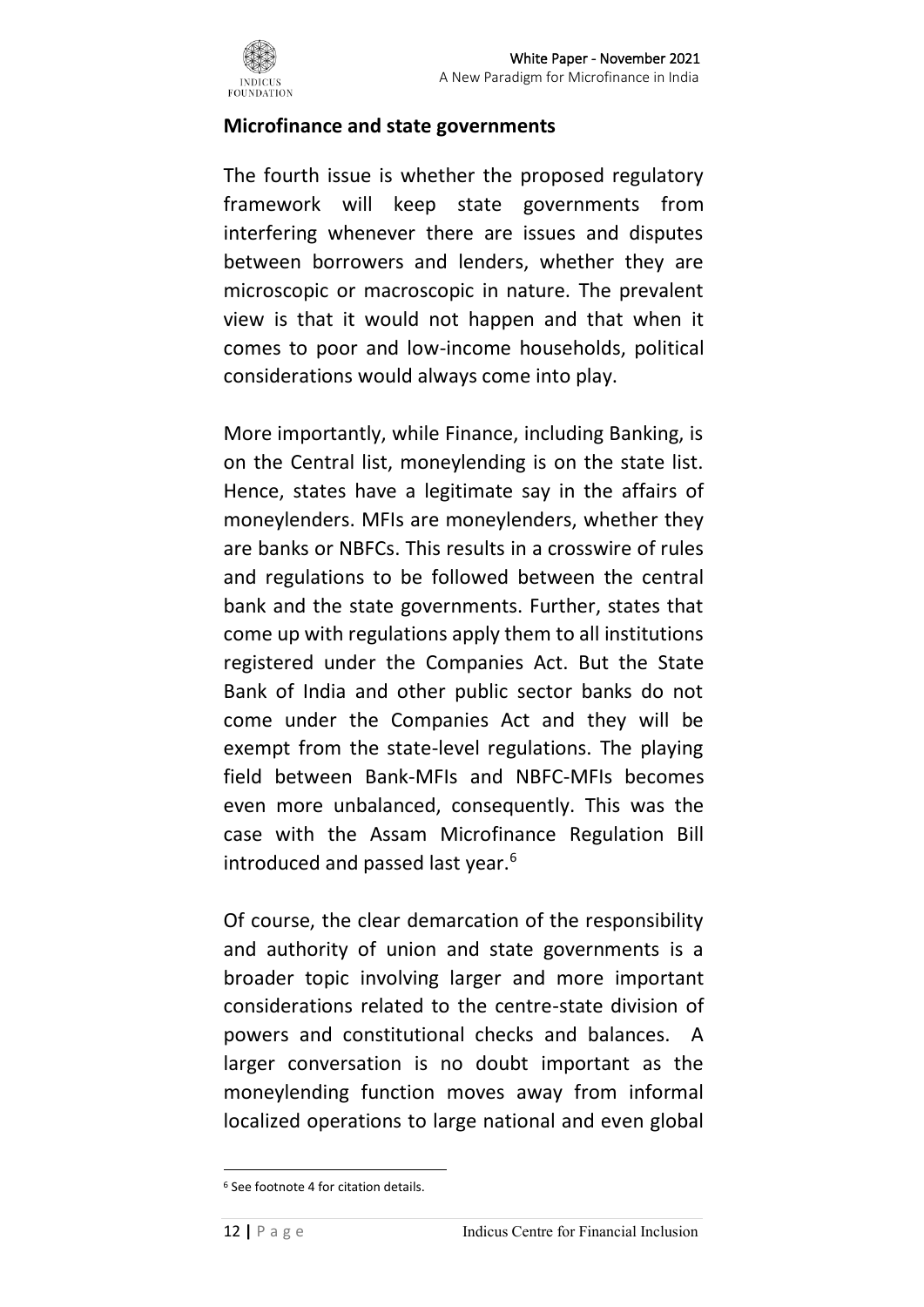## Microfinance and state governments

The fourth issue is whether the proposed regulatory framework will keep state governments from interfering whenever there are issues and disputes between borrowers and lenders, whether they are microscopic or macroscopic in nature. The prevalent view is that it would not happen and that when it comes to poor and low-income households, political considerations would always come into play.

More importantly, while Finance, including Banking, is on the Central list, moneylending is on the state list. Hence, states have a legitimate say in the affairs of moneylenders. MFIs are moneylenders, whether they are banks or NBFCs. This results in a crosswire of rules and regulations to be followed between the central bank and the state governments. Further, states that come up with regulations apply them to all institutions registered under the Companies Act. But the State Bank of India and other public sector banks do not come under the Companies Act and they will be exempt from the state-level regulations. The playing field between Bank-MFIs and NBFC-MFIs becomes even more unbalanced, consequently. This was the case with the Assam Microfinance Regulation Bill introduced and passed last year.[6]

Of course, the clear demarcation of the responsibility and authority of union and state governments is a broader topic involving larger and more important considerations related to the centre-state division of powers and constitutional checks and balances. A larger conversation is no doubt important as the moneylending function moves away from informal localized operations to large national and even global

[6] See footnote 4 for citation details.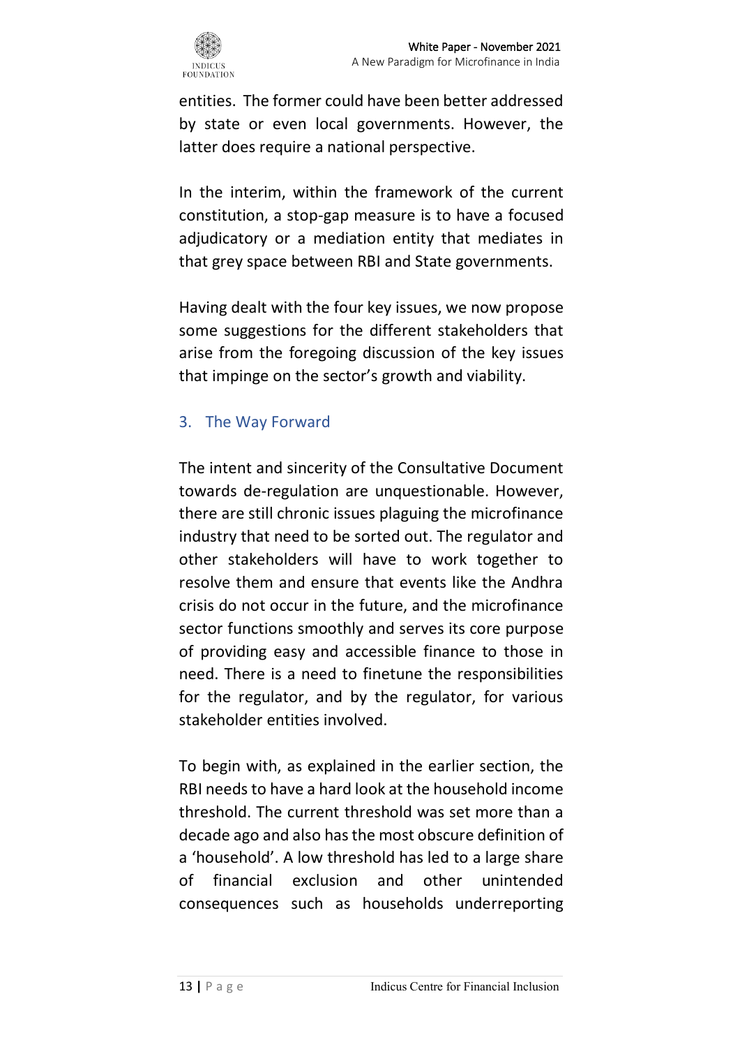entities. The former could have been better addressed by state or even local governments. However, the latter does require a national perspective.

In the interim, within the framework of the current constitution, a stop-gap measure is to have a focused adjudicatory or a mediation entity that mediates in that grey space between RBI and State governments.

Having dealt with the four key issues, we now propose some suggestions for the different stakeholders that arise from the foregoing discussion of the key issues that impinge on the sector's growth and viability.

## 3. The Way Forward

The intent and sincerity of the Consultative Document towards de-regulation are unquestionable. However, there are still chronic issues plaguing the microfinance industry that need to be sorted out. The regulator and other stakeholders will have to work together to resolve them and ensure that events like the Andhra crisis do not occur in the future, and the microfinance sector functions smoothly and serves its core purpose of providing easy and accessible finance to those in need. There is a need to finetune the responsibilities for the regulator, and by the regulator, for various stakeholder entities involved.

To begin with, as explained in the earlier section, the RBI needs to have a hard look at the household income threshold. The current threshold was set more than a decade ago and also has the most obscure definition of a 'household'. A low threshold has led to a large share of financial exclusion and other unintended consequences such as households underreporting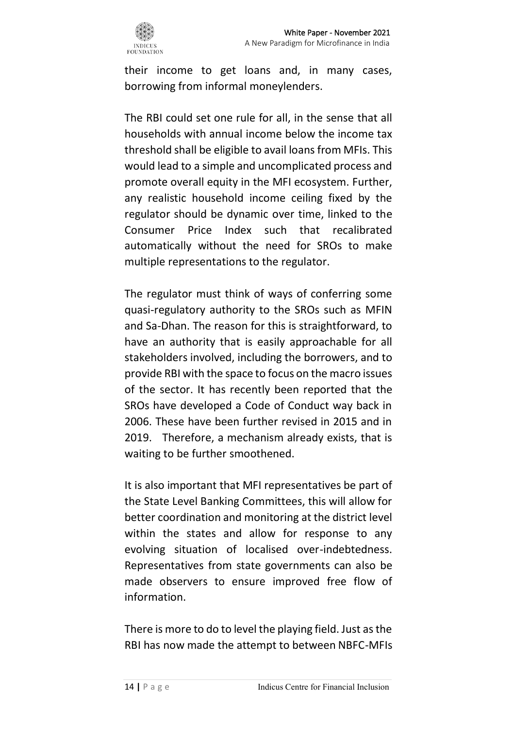their income to get loans and, in many cases, borrowing from informal moneylenders.

The RBI could set one rule for all, in the sense that all households with annual income below the income tax threshold shall be eligible to avail loans from MFIs. This would lead to a simple and uncomplicated process and promote overall equity in the MFI ecosystem. Further, any realistic household income ceiling fixed by the regulator should be dynamic over time, linked to the Consumer Price Index such that recalibrated automatically without the need for SROs to make multiple representations to the regulator.

The regulator must think of ways of conferring some quasi-regulatory authority to the SROs such as MFIN and Sa-Dhan. The reason for this is straightforward, to have an authority that is easily approachable for all stakeholders involved, including the borrowers, and to provide RBI with the space to focus on the macro issues of the sector. It has recently been reported that the SROs have developed a Code of Conduct way back in 2006. These have been further revised in 2015 and in 2019. Therefore, a mechanism already exists, that is waiting to be further smoothened.

It is also important that MFI representatives be part of the State Level Banking Committees, this will allow for better coordination and monitoring at the district level within the states and allow for response to any evolving situation of localised over-indebtedness. Representatives from state governments can also be made observers to ensure improved free flow of information.

There is more to do to level the playing field. Just as the RBI has now made the attempt to between NBFC-MFIs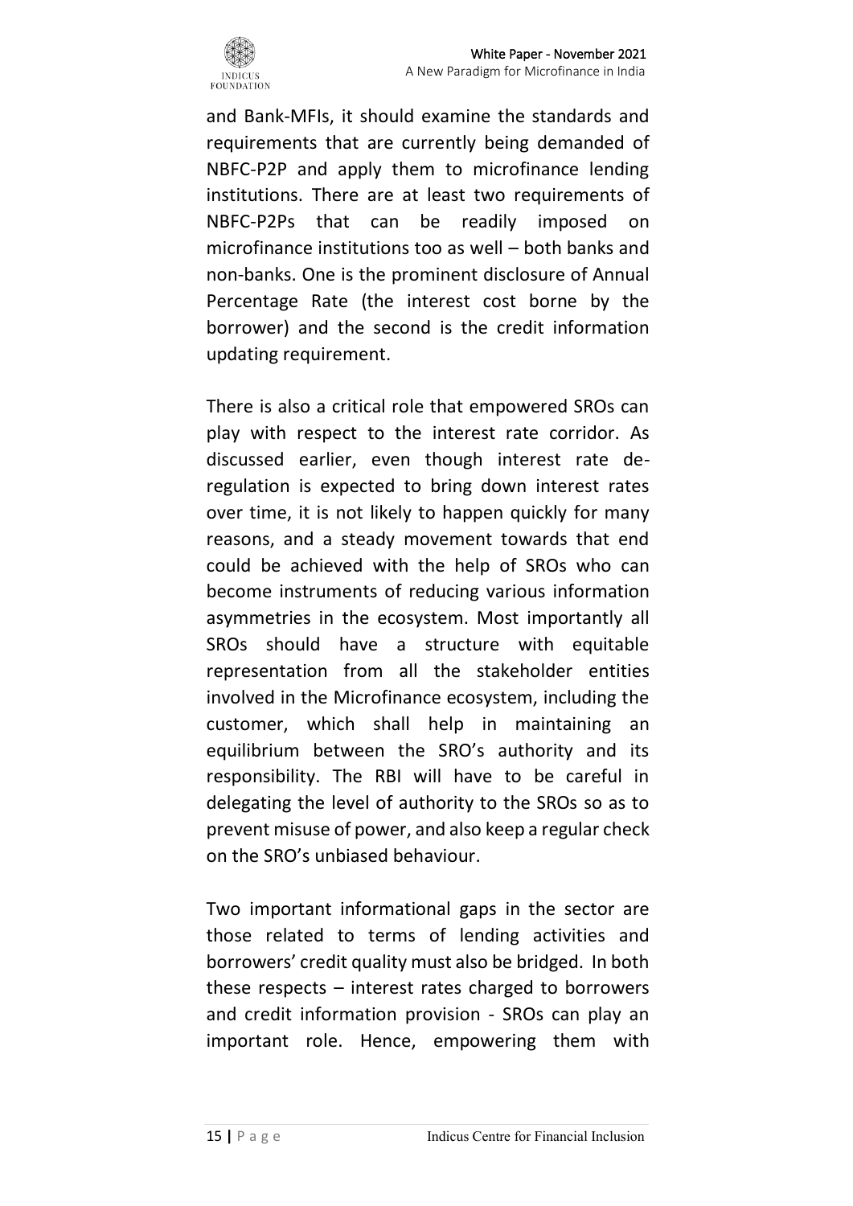and Bank-MFIs, it should examine the standards and requirements that are currently being demanded of NBFC-P2P and apply them to microfinance lending institutions. There are at least two requirements of NBFC-P2Ps that can be readily imposed on microfinance institutions too as well – both banks and non-banks. One is the prominent disclosure of Annual Percentage Rate (the interest cost borne by the borrower) and the second is the credit information updating requirement.

There is also a critical role that empowered SROs can play with respect to the interest rate corridor. As discussed earlier, even though interest rate de-regulation is expected to bring down interest rates over time, it is not likely to happen quickly for many reasons, and a steady movement towards that end could be achieved with the help of SROs who can become instruments of reducing various information asymmetries in the ecosystem. Most importantly all SROs should have a structure with equitable representation from all the stakeholder entities involved in the Microfinance ecosystem, including the customer, which shall help in maintaining an equilibrium between the SRO's authority and its responsibility. The RBI will have to be careful in delegating the level of authority to the SROs so as to prevent misuse of power, and also keep a regular check on the SRO's unbiased behaviour.

Two important informational gaps in the sector are those related to terms of lending activities and borrowers' credit quality must also be bridged. In both these respects – interest rates charged to borrowers and credit information provision - SROs can play an important role. Hence, empowering them with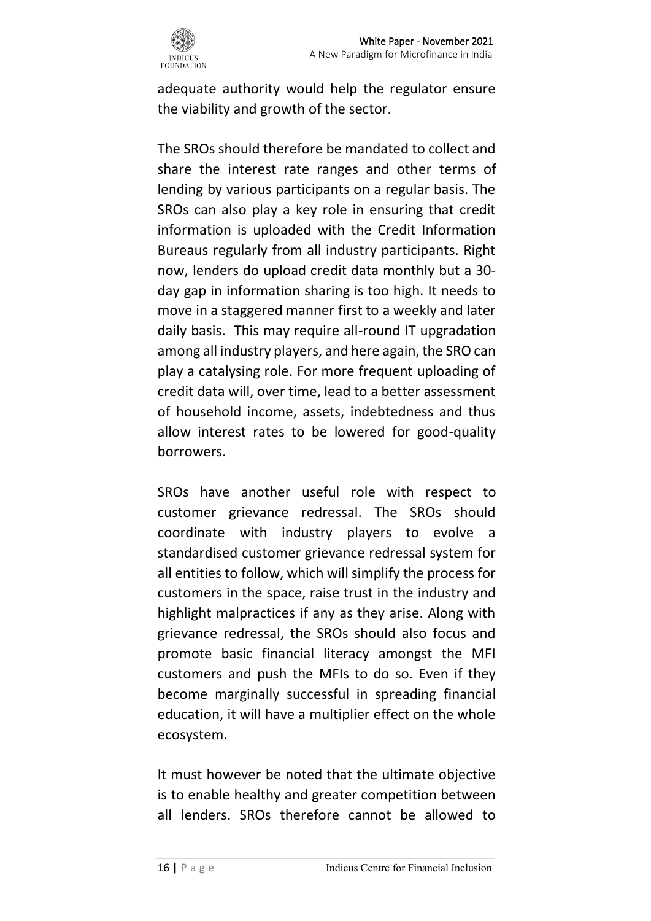adequate authority would help the regulator ensure the viability and growth of the sector.

The SROs should therefore be mandated to collect and share the interest rate ranges and other terms of lending by various participants on a regular basis. The SROs can also play a key role in ensuring that credit information is uploaded with the Credit Information Bureaus regularly from all industry participants. Right now, lenders do upload credit data monthly but a 30-day gap in information sharing is too high. It needs to move in a staggered manner first to a weekly and later daily basis. This may require all-round IT upgradation among all industry players, and here again, the SRO can play a catalysing role. For more frequent uploading of credit data will, over time, lead to a better assessment of household income, assets, indebtedness and thus allow interest rates to be lowered for good-quality borrowers.

SROs have another useful role with respect to customer grievance redressal. The SROs should coordinate with industry players to evolve a standardised customer grievance redressal system for all entities to follow, which will simplify the process for customers in the space, raise trust in the industry and highlight malpractices if any as they arise. Along with grievance redressal, the SROs should also focus and promote basic financial literacy amongst the MFI customers and push the MFIs to do so. Even if they become marginally successful in spreading financial education, it will have a multiplier effect on the whole ecosystem.

It must however be noted that the ultimate objective is to enable healthy and greater competition between all lenders. SROs therefore cannot be allowed to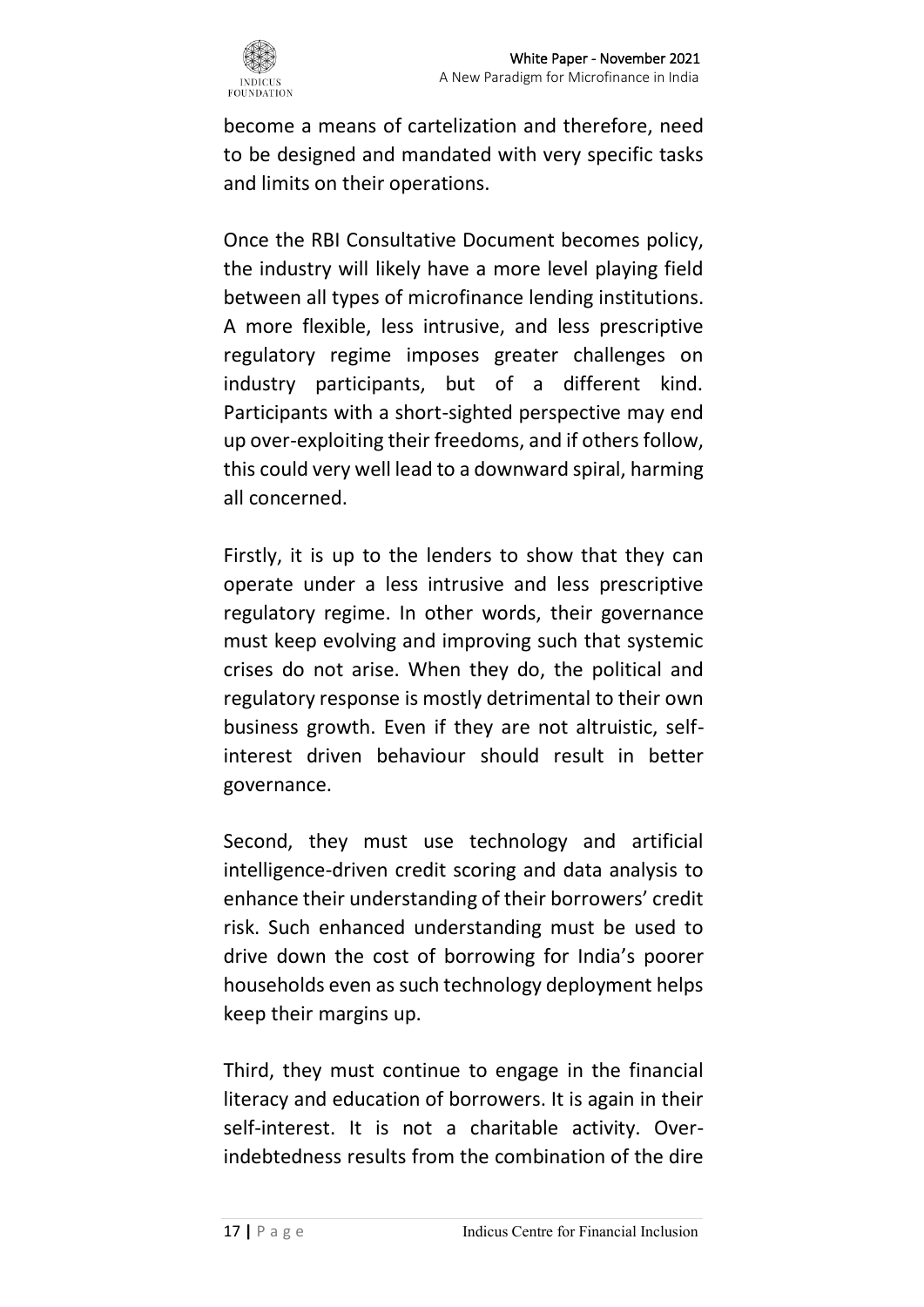become a means of cartelization and therefore, need to be designed and mandated with very specific tasks and limits on their operations.

Once the RBI Consultative Document becomes policy, the industry will likely have a more level playing field between all types of microfinance lending institutions. A more flexible, less intrusive, and less prescriptive regulatory regime imposes greater challenges on industry participants, but of a different kind. Participants with a short-sighted perspective may end up over-exploiting their freedoms, and if others follow, this could very well lead to a downward spiral, harming all concerned.

Firstly, it is up to the lenders to show that they can operate under a less intrusive and less prescriptive regulatory regime. In other words, their governance must keep evolving and improving such that systemic crises do not arise. When they do, the political and regulatory response is mostly detrimental to their own business growth. Even if they are not altruistic, self-interest driven behaviour should result in better governance.

Second, they must use technology and artificial intelligence-driven credit scoring and data analysis to enhance their understanding of their borrowers' credit risk. Such enhanced understanding must be used to drive down the cost of borrowing for India's poorer households even as such technology deployment helps keep their margins up.

Third, they must continue to engage in the financial literacy and education of borrowers. It is again in their self-interest. It is not a charitable activity. Over-indebtedness results from the combination of the dire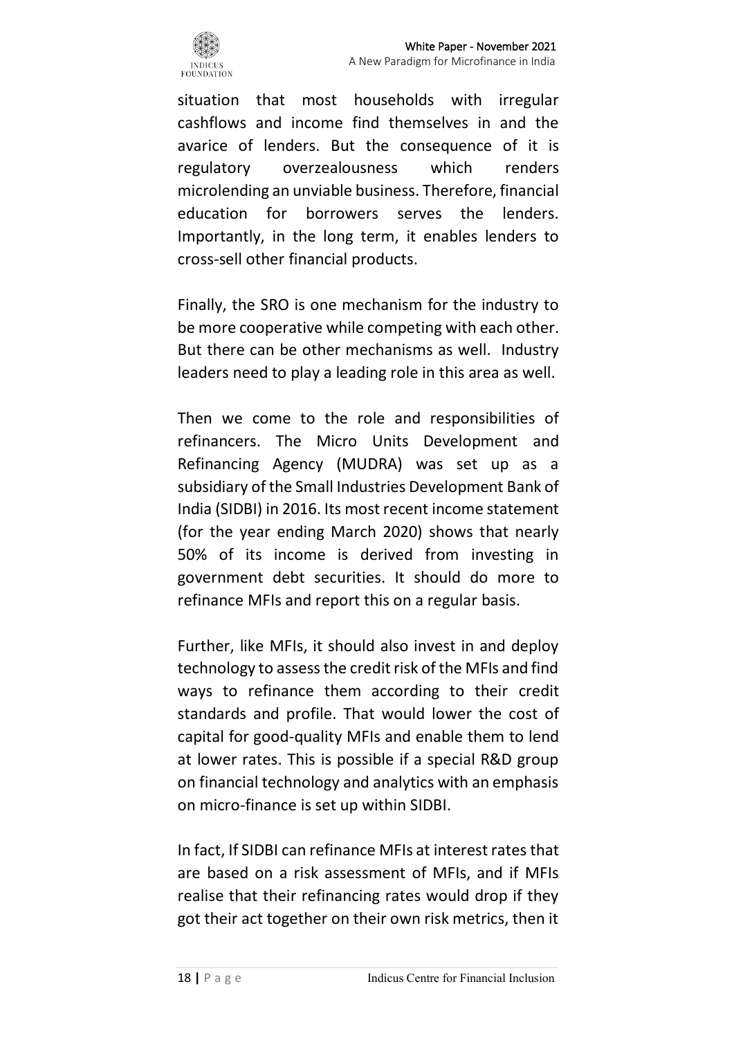situation that most households with irregular cashflows and income find themselves in and the avarice of lenders. But the consequence of it is regulatory overzealousness which renders microlending an unviable business. Therefore, financial education for borrowers serves the lenders. Importantly, in the long term, it enables lenders to cross-sell other financial products.

Finally, the SRO is one mechanism for the industry to be more cooperative while competing with each other. But there can be other mechanisms as well. Industry leaders need to play a leading role in this area as well.

Then we come to the role and responsibilities of refinancers. The Micro Units Development and Refinancing Agency (MUDRA) was set up as a subsidiary of the Small Industries Development Bank of India (SIDBI) in 2016. Its most recent income statement (for the year ending March 2020) shows that nearly 50% of its income is derived from investing in government debt securities. It should do more to refinance MFIs and report this on a regular basis.

Further, like MFIs, it should also invest in and deploy technology to assess the credit risk of the MFIs and find ways to refinance them according to their credit standards and profile. That would lower the cost of capital for good-quality MFIs and enable them to lend at lower rates. This is possible if a special R&D group on financial technology and analytics with an emphasis on micro-finance is set up within SIDBI.

In fact, If SIDBI can refinance MFIs at interest rates that are based on a risk assessment of MFIs, and if MFIs realise that their refinancing rates would drop if they got their act together on their own risk metrics, then it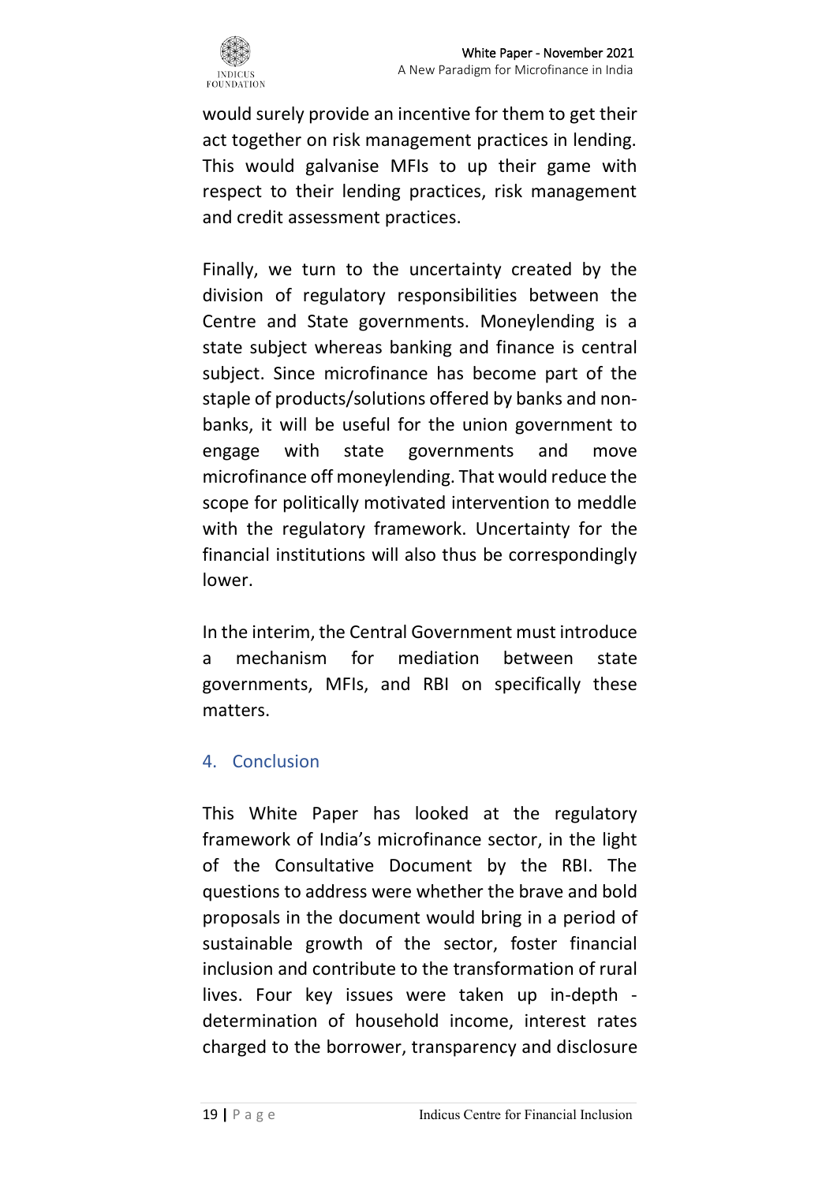would surely provide an incentive for them to get their act together on risk management practices in lending. This would galvanise MFIs to up their game with respect to their lending practices, risk management and credit assessment practices.

Finally, we turn to the uncertainty created by the division of regulatory responsibilities between the Centre and State governments. Moneylending is a state subject whereas banking and finance is central subject. Since microfinance has become part of the staple of products/solutions offered by banks and non-banks, it will be useful for the union government to engage with state governments and move microfinance off moneylending. That would reduce the scope for politically motivated intervention to meddle with the regulatory framework. Uncertainty for the financial institutions will also thus be correspondingly lower.

In the interim, the Central Government must introduce a mechanism for mediation between state governments, MFIs, and RBI on specifically these matters.

## 4. Conclusion

This White Paper has looked at the regulatory framework of India's microfinance sector, in the light of the Consultative Document by the RBI. The questions to address were whether the brave and bold proposals in the document would bring in a period of sustainable growth of the sector, foster financial inclusion and contribute to the transformation of rural lives. Four key issues were taken up in-depth - determination of household income, interest rates charged to the borrower, transparency and disclosure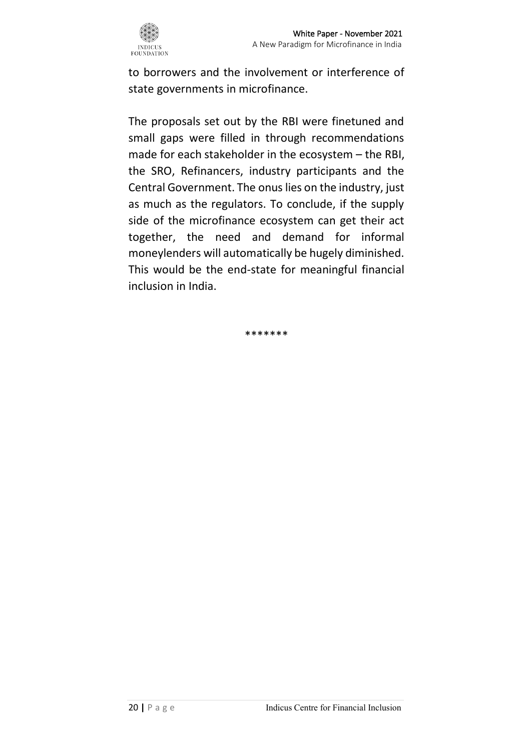to borrowers and the involvement or interference of state governments in microfinance.

The proposals set out by the RBI were finetuned and small gaps were filled in through recommendations made for each stakeholder in the ecosystem – the RBI, the SRO, Refinancers, industry participants and the Central Government. The onus lies on the industry, just as much as the regulators. To conclude, if the supply side of the microfinance ecosystem can get their act together, the need and demand for informal moneylenders will automatically be hugely diminished. This would be the end-state for meaningful financial inclusion in India.

*******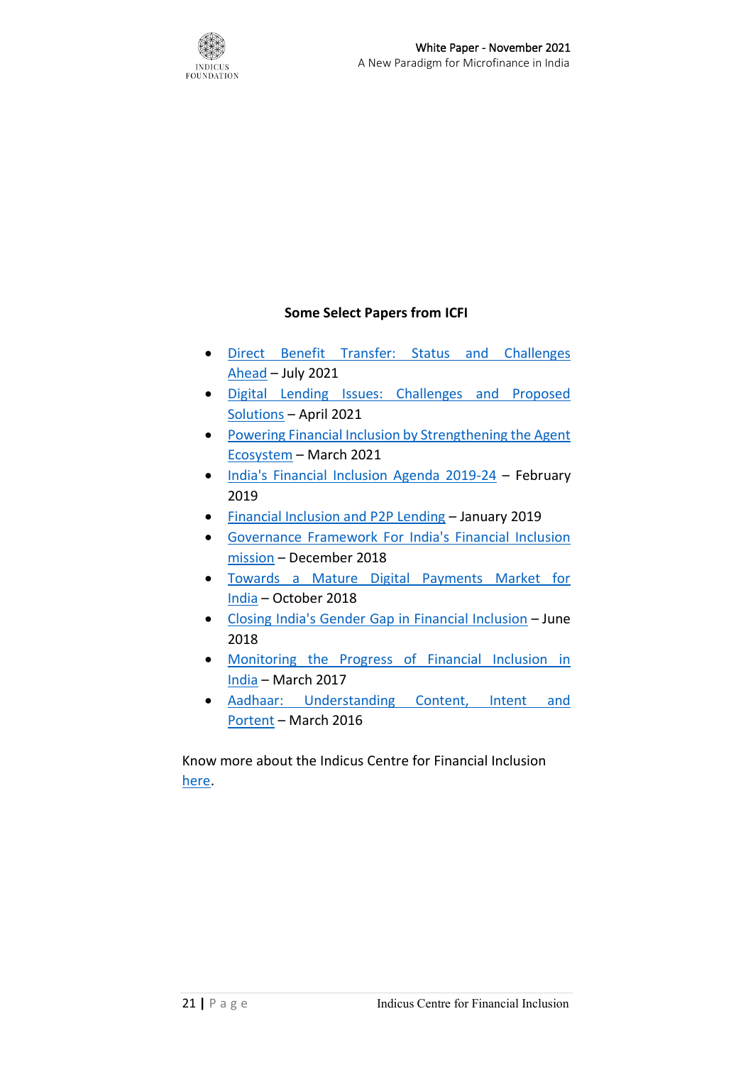**Some Select Papers from ICFI**

- Direct Benefit Transfer: Status and Challenges Ahead – July 2021
- Digital Lending Issues: Challenges and Proposed Solutions – April 2021
- Powering Financial Inclusion by Strengthening the Agent Ecosystem – March 2021
- India's Financial Inclusion Agenda 2019-24 – February 2019
- Financial Inclusion and P2P Lending – January 2019
- Governance Framework For India's Financial Inclusion mission – December 2018
- Towards a Mature Digital Payments Market for India – October 2018
- Closing India's Gender Gap in Financial Inclusion – June 2018
- Monitoring the Progress of Financial Inclusion in India – March 2017
- Aadhaar: Understanding Content, Intent and Portent – March 2016

Know more about the Indicus Centre for Financial Inclusion here.